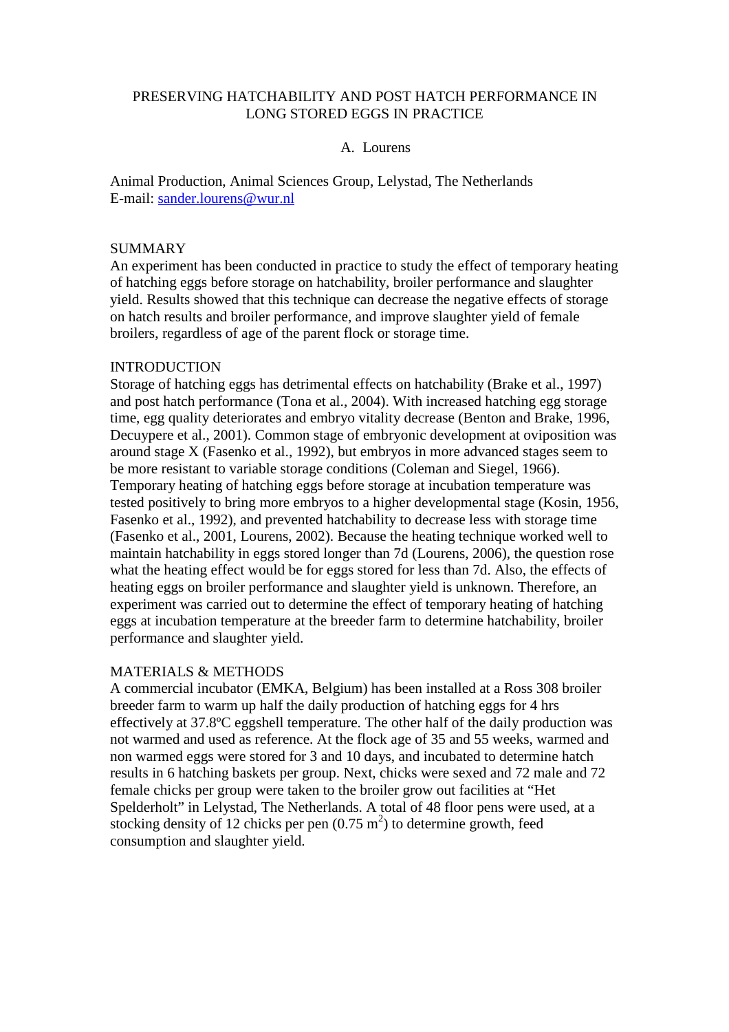# PRESERVING HATCHABILITY AND POST HATCH PERFORMANCE IN LONG STORED EGGS IN PRACTICE

A. Lourens

Animal Production, Animal Sciences Group, Lelystad, The Netherlands
E-mail: sander.lourens@wur.nl

## SUMMARY

An experiment has been conducted in practice to study the effect of temporary heating of hatching eggs before storage on hatchability, broiler performance and slaughter yield. Results showed that this technique can decrease the negative effects of storage on hatch results and broiler performance, and improve slaughter yield of female broilers, regardless of age of the parent flock or storage time.

## INTRODUCTION

Storage of hatching eggs has detrimental effects on hatchability (Brake et al., 1997) and post hatch performance (Tona et al., 2004). With increased hatching egg storage time, egg quality deteriorates and embryo vitality decrease (Benton and Brake, 1996, Decuypere et al., 2001). Common stage of embryonic development at oviposition was around stage X (Fasenko et al., 1992), but embryos in more advanced stages seem to be more resistant to variable storage conditions (Coleman and Siegel, 1966). Temporary heating of hatching eggs before storage at incubation temperature was tested positively to bring more embryos to a higher developmental stage (Kosin, 1956, Fasenko et al., 1992), and prevented hatchability to decrease less with storage time (Fasenko et al., 2001, Lourens, 2002). Because the heating technique worked well to maintain hatchability in eggs stored longer than 7d (Lourens, 2006), the question rose what the heating effect would be for eggs stored for less than 7d. Also, the effects of heating eggs on broiler performance and slaughter yield is unknown. Therefore, an experiment was carried out to determine the effect of temporary heating of hatching eggs at incubation temperature at the breeder farm to determine hatchability, broiler performance and slaughter yield.

## MATERIALS & METHODS

A commercial incubator (EMKA, Belgium) has been installed at a Ross 308 broiler breeder farm to warm up half the daily production of hatching eggs for 4 hrs effectively at 37.8ºC eggshell temperature. The other half of the daily production was not warmed and used as reference. At the flock age of 35 and 55 weeks, warmed and non warmed eggs were stored for 3 and 10 days, and incubated to determine hatch results in 6 hatching baskets per group. Next, chicks were sexed and 72 male and 72 female chicks per group were taken to the broiler grow out facilities at "Het Spelderholt" in Lelystad, The Netherlands. A total of 48 floor pens were used, at a stocking density of 12 chicks per pen (0.75 $m^2$) to determine growth, feed consumption and slaughter yield.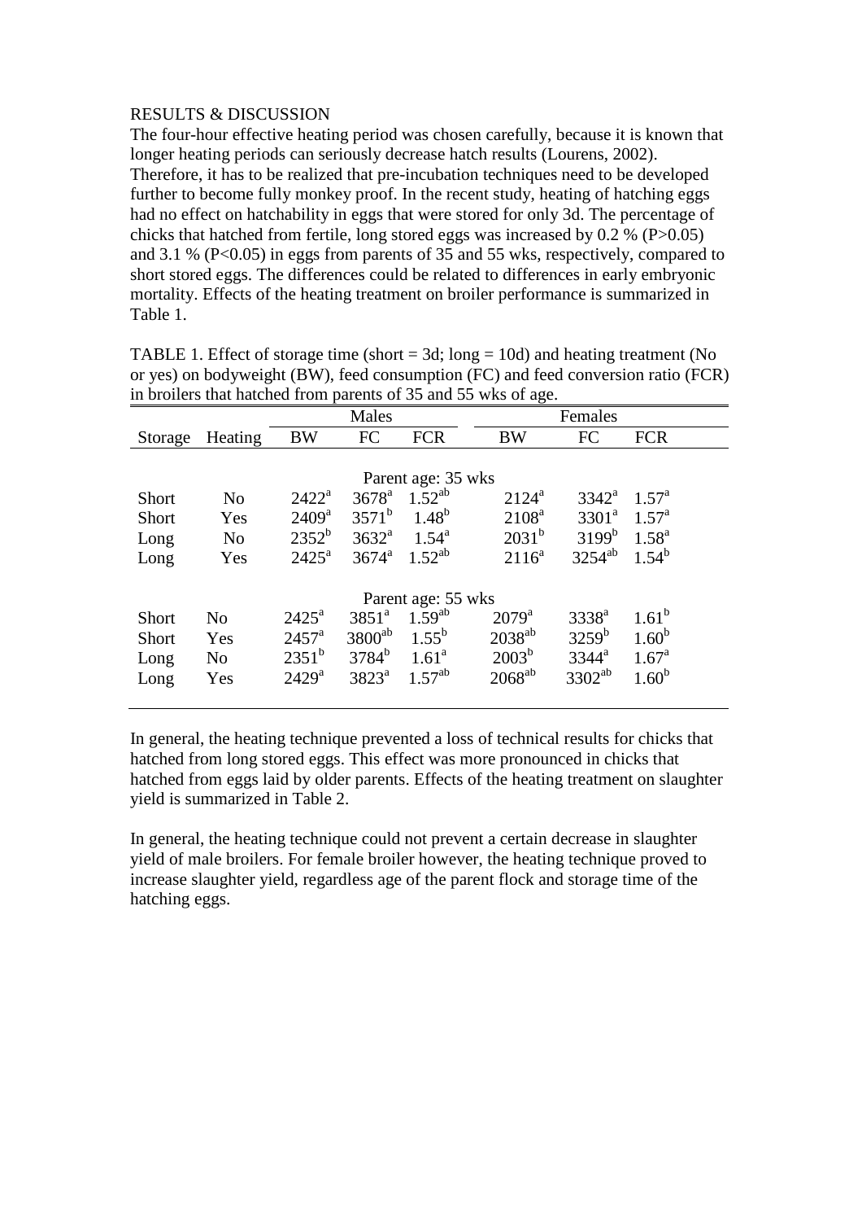RESULTS & DISCUSSION

The four-hour effective heating period was chosen carefully, because it is known that longer heating periods can seriously decrease hatch results (Lourens, 2002). Therefore, it has to be realized that pre-incubation techniques need to be developed further to become fully monkey proof. In the recent study, heating of hatching eggs had no effect on hatchability in eggs that were stored for only 3d. The percentage of chicks that hatched from fertile, long stored eggs was increased by 0.2 % ($P>0.05$) and 3.1 % ($P<0.05$) in eggs from parents of 35 and 55 wks, respectively, compared to short stored eggs. The differences could be related to differences in early embryonic mortality. Effects of the heating treatment on broiler performance is summarized in Table 1.

TABLE 1. Effect of storage time (short = 3d; long = 10d) and heating treatment (No or yes) on bodyweight (BW), feed consumption (FC) and feed conversion ratio (FCR) in broilers that hatched from parents of 35 and 55 wks of age.

| | | Males | | | Females | | |
|---|---|---|---|---|---|---|---|
| Storage | Heating | BW | FC | FCR | BW | FC | FCR |
| | | | | Parent age: 35 wks | | | |
| Short | No | $2422^{a}$ | $3678^{a}$ | $1.52^{ab}$ | $2124^{a}$ | $3342^{a}$ | $1.57^{a}$ |
| Short | Yes | $2409^{a}$ | $3571^{b}$ | $1.48^{b}$ | $2108^{a}$ | $3301^{a}$ | $1.57^{a}$ |
| Long | No | $2352^{b}$ | $3632^{a}$ | $1.54^{a}$ | $2031^{b}$ | $3199^{b}$ | $1.58^{a}$ |
| Long | Yes | $2425^{a}$ | $3674^{a}$ | $1.52^{ab}$ | $2116^{a}$ | $3254^{ab}$ | $1.54^{b}$ |
| | | | | Parent age: 55 wks | | | |
| Short | No | $2425^{a}$ | $3851^{a}$ | $1.59^{ab}$ | $2079^{a}$ | $3338^{a}$ | $1.61^{b}$ |
| Short | Yes | $2457^{a}$ | $3800^{ab}$ | $1.55^{b}$ | $2038^{ab}$ | $3259^{b}$ | $1.60^{b}$ |
| Long | No | $2351^{b}$ | $3784^{b}$ | $1.61^{a}$ | $2003^{b}$ | $3344^{a}$ | $1.67^{a}$ |
| Long | Yes | $2429^{a}$ | $3823^{a}$ | $1.57^{ab}$ | $2068^{ab}$ | $3302^{ab}$ | $1.60^{b}$ |

In general, the heating technique prevented a loss of technical results for chicks that hatched from long stored eggs. This effect was more pronounced in chicks that hatched from eggs laid by older parents. Effects of the heating treatment on slaughter yield is summarized in Table 2.

In general, the heating technique could not prevent a certain decrease in slaughter yield of male broilers. For female broiler however, the heating technique proved to increase slaughter yield, regardless age of the parent flock and storage time of the hatching eggs.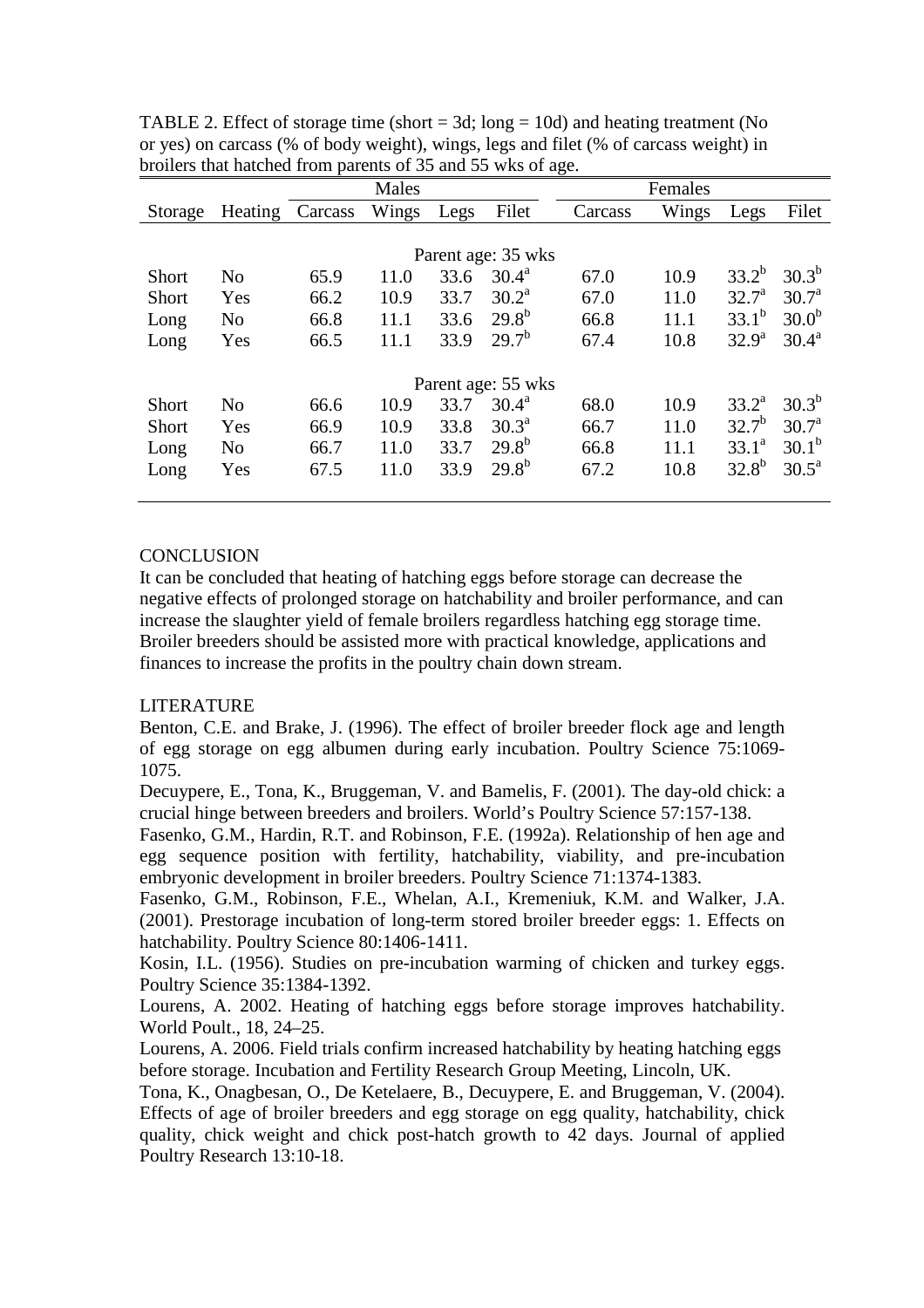TABLE 2. Effect of storage time (short = 3d; long = 10d) and heating treatment (No or yes) on carcass (% of body weight), wings, legs and filet (% of carcass weight) in broilers that hatched from parents of 35 and 55 wks of age.

| | | Males | | | | Females | | | |
|---|---|---|---|---|---|---|---|---|---|
| Storage | Heating | Carcass | Wings | Legs | Filet | Carcass | Wings | Legs | Filet |
| | | | | Parent age: 35 wks | | | | | |
| Short | No | 65.9 | 11.0 | 33.6 | $30.4^{a}$ | 67.0 | 10.9 | $33.2^{b}$ | $30.3^{b}$ |
| Short | Yes | 66.2 | 10.9 | 33.7 | $30.2^{a}$ | 67.0 | 11.0 | $32.7^{a}$ | $30.7^{a}$ |
| Long | No | 66.8 | 11.1 | 33.6 | $29.8^{b}$ | 66.8 | 11.1 | $33.1^{b}$ | $30.0^{b}$ |
| Long | Yes | 66.5 | 11.1 | 33.9 | $29.7^{b}$ | 67.4 | 10.8 | $32.9^{a}$ | $30.4^{a}$ |
| | | | | Parent age: 55 wks | | | | | |
| Short | No | 66.6 | 10.9 | 33.7 | $30.4^{a}$ | 68.0 | 10.9 | $33.2^{a}$ | $30.3^{b}$ |
| Short | Yes | 66.9 | 10.9 | 33.8 | $30.3^{a}$ | 66.7 | 11.0 | $32.7^{b}$ | $30.7^{a}$ |
| Long | No | 66.7 | 11.0 | 33.7 | $29.8^{b}$ | 66.8 | 11.1 | $33.1^{a}$ | $30.1^{b}$ |
| Long | Yes | 67.5 | 11.0 | 33.9 | $29.8^{b}$ | 67.2 | 10.8 | $32.8^{b}$ | $30.5^{a}$ |

## CONCLUSION

It can be concluded that heating of hatching eggs before storage can decrease the negative effects of prolonged storage on hatchability and broiler performance, and can increase the slaughter yield of female broilers regardless hatching egg storage time. Broiler breeders should be assisted more with practical knowledge, applications and finances to increase the profits in the poultry chain down stream.

## LITERATURE

Benton, C.E. and Brake, J. (1996). The effect of broiler breeder flock age and length of egg storage on egg albumen during early incubation. Poultry Science 75:1069-1075.

Decuypere, E., Tona, K., Bruggeman, V. and Bamelis, F. (2001). The day-old chick: a crucial hinge between breeders and broilers. World's Poultry Science 57:157-138.

Fasenko, G.M., Hardin, R.T. and Robinson, F.E. (1992a). Relationship of hen age and egg sequence position with fertility, hatchability, viability, and pre-incubation embryonic development in broiler breeders. Poultry Science 71:1374-1383.

Fasenko, G.M., Robinson, F.E., Whelan, A.I., Kremeniuk, K.M. and Walker, J.A. (2001). Prestorage incubation of long-term stored broiler breeder eggs: 1. Effects on hatchability. Poultry Science 80:1406-1411.

Kosin, I.L. (1956). Studies on pre-incubation warming of chicken and turkey eggs. Poultry Science 35:1384-1392.

Lourens, A. 2002. Heating of hatching eggs before storage improves hatchability. World Poult., 18, 24–25.

Lourens, A. 2006. Field trials confirm increased hatchability by heating hatching eggs before storage. Incubation and Fertility Research Group Meeting, Lincoln, UK.

Tona, K., Onagbesan, O., De Ketelaere, B., Decuypere, E. and Bruggeman, V. (2004). Effects of age of broiler breeders and egg storage on egg quality, hatchability, chick quality, chick weight and chick post-hatch growth to 42 days. Journal of applied Poultry Research 13:10-18.